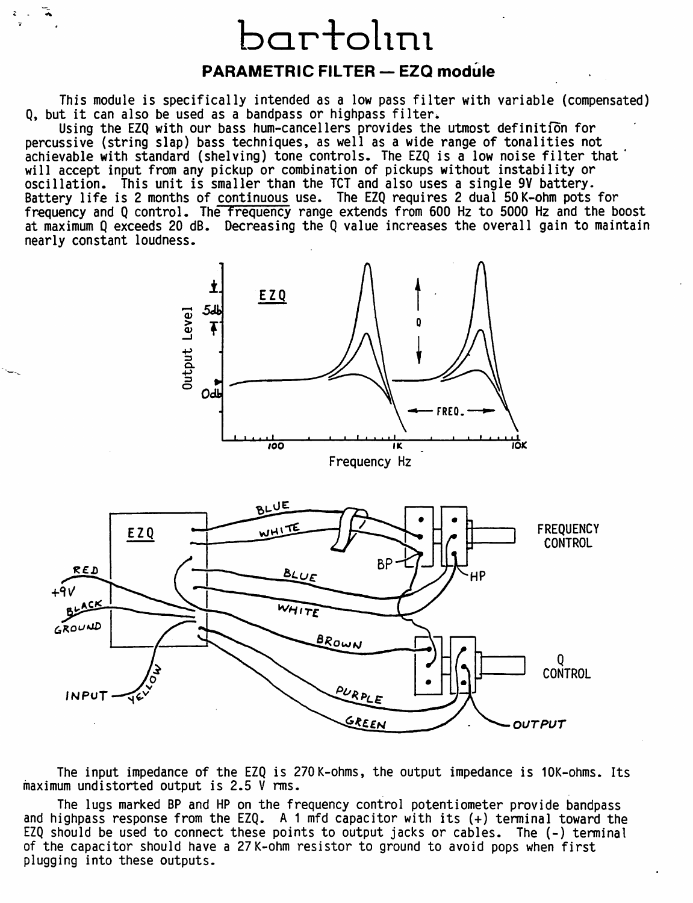# bartolini

## PARAMETRIC FILTER — EZQ module

This module is specifically intended as a low pass filter with variable (compensated) Q, but it can also be used as a bandpass or highpass filter.

Using the EZQ with our bass hum-cancellers provides the utmost definition for percussive (string slap) bass techniques, as well as a wide range of tonalities not achievable with standard (shelving) tone controls. The EZQ is a low noise filter that will accept input from any pickup or combination of pickups without instability or oscillation. This unit is smaller than the TCT and also uses a single 9V battery. Battery life is 2 months of continuous use. The EZQ requires 2 dual 50 K-ohm pots for frequency and Q control. The frequency range extends from 600 Hz to 5000 Hz and the boost at maximum Q exceeds 20 dB. Decreasing the Q value increases the overall gain to maintain nearly constant loudness.

The input impedance of the EZQ is 270 K-ohms, the output impedance is 10K-ohms. Its maximum undistorted output is 2.5 V rms.

The lugs marked BP and HP on the frequency control potentiometer provide bandpass and highpass response from the EZQ. A 1 mfd capacitor with its (+) terminal toward the EZQ should be used to connect these points to output jacks or cables. The (-) terminal of the capacitor should have a 27 K-ohm resistor to ground to avoid pops when first plugging into these outputs.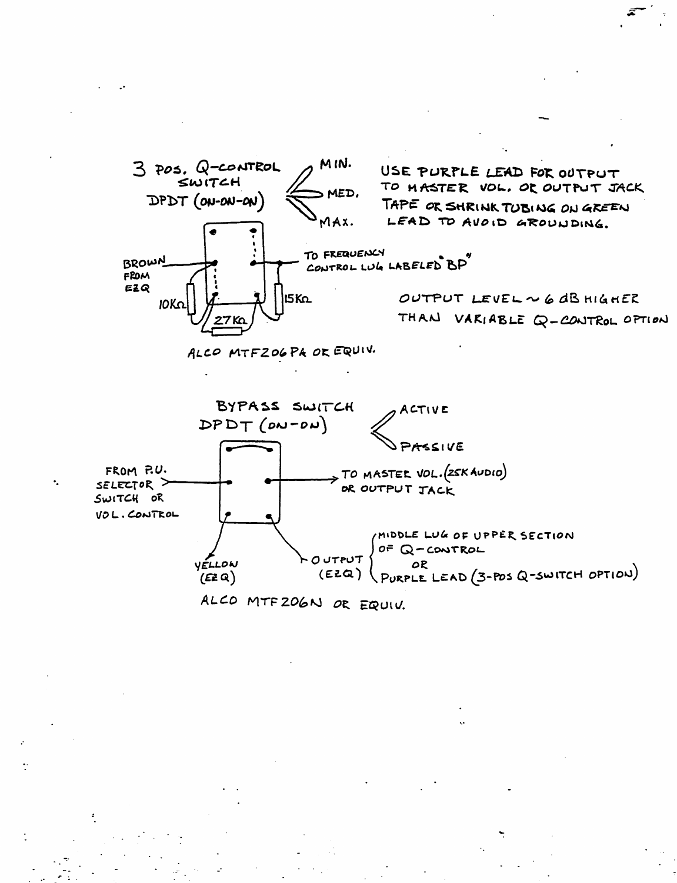## 3 POS. Q-CONTROL SWITCH
DPDT (ON-ON-ON)

MIN.
MED.
MAX.

USE PURPLE LEAD FOR OUTPUT TO MASTER VOL. OR OUTPUT JACK
TAPE OR SHRINK TUBING ON GREEN LEAD TO AVOID GROUNDING.

BROWN FROM EZQ

TO FREQUENCY CONTROL LUG LABELED "BP"

10KΩ

15KΩ

27KΩ

OUTPUT LEVEL ~ 6 dB HIGHER THAN VARIABLE Q-CONTROL OPTION

ALCO MTF206PA OR EQUIV.

## BYPASS SWITCH
DPDT (ON-ON)

ACTIVE
PASSIVE

FROM P.U. SELECTOR SWITCH OR VOL. CONTROL

TO MASTER VOL. (25K AUDIO) OR OUTPUT JACK

YELLOW (EZQ)

OUTPUT (EZQ)
- MIDDLE LUG OF UPPER SECTION OF Q-CONTROL
- OR
- PURPLE LEAD (3-POS Q-SWITCH OPTION)

ALCO MTF206N OR EQUIV.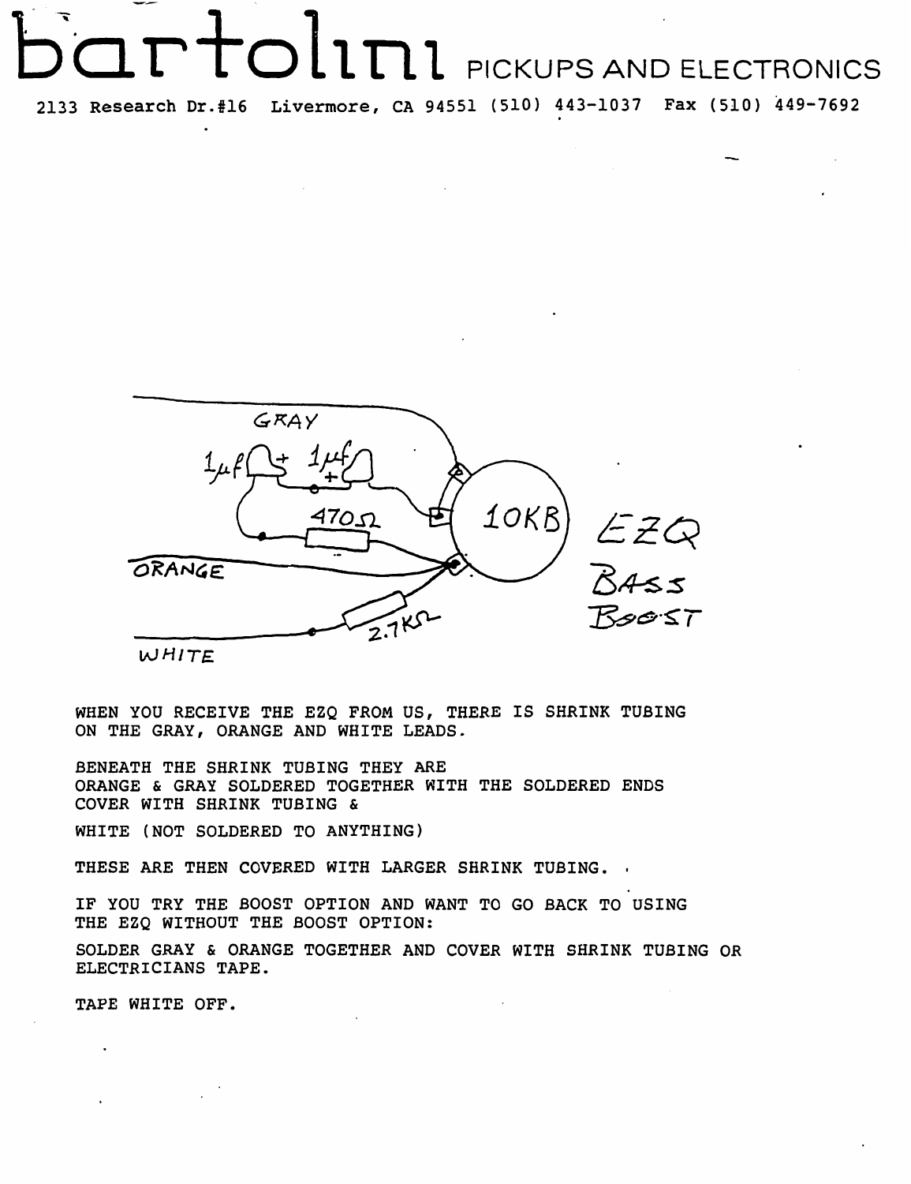bartolini PICKUPS AND ELECTRONICS

2133 Research Dr.#16 Livermore, CA 94551 (510) 443-1037 Fax (510) 449-7692

GRAY

1µf + 1µf +

470Ω

10KB

EZQ

BASS

BOOST

ORANGE

2.7KΩ

WHITE

WHEN YOU RECEIVE THE EZQ FROM US, THERE IS SHRINK TUBING ON THE GRAY, ORANGE AND WHITE LEADS.

BENEATH THE SHRINK TUBING THEY ARE
ORANGE & GRAY SOLDERED TOGETHER WITH THE SOLDERED ENDS COVER WITH SHRINK TUBING &

WHITE (NOT SOLDERED TO ANYTHING)

THESE ARE THEN COVERED WITH LARGER SHRINK TUBING.

IF YOU TRY THE BOOST OPTION AND WANT TO GO BACK TO USING THE EZQ WITHOUT THE BOOST OPTION:

SOLDER GRAY & ORANGE TOGETHER AND COVER WITH SHRINK TUBING OR ELECTRICIANS TAPE.

TAPE WHITE OFF.